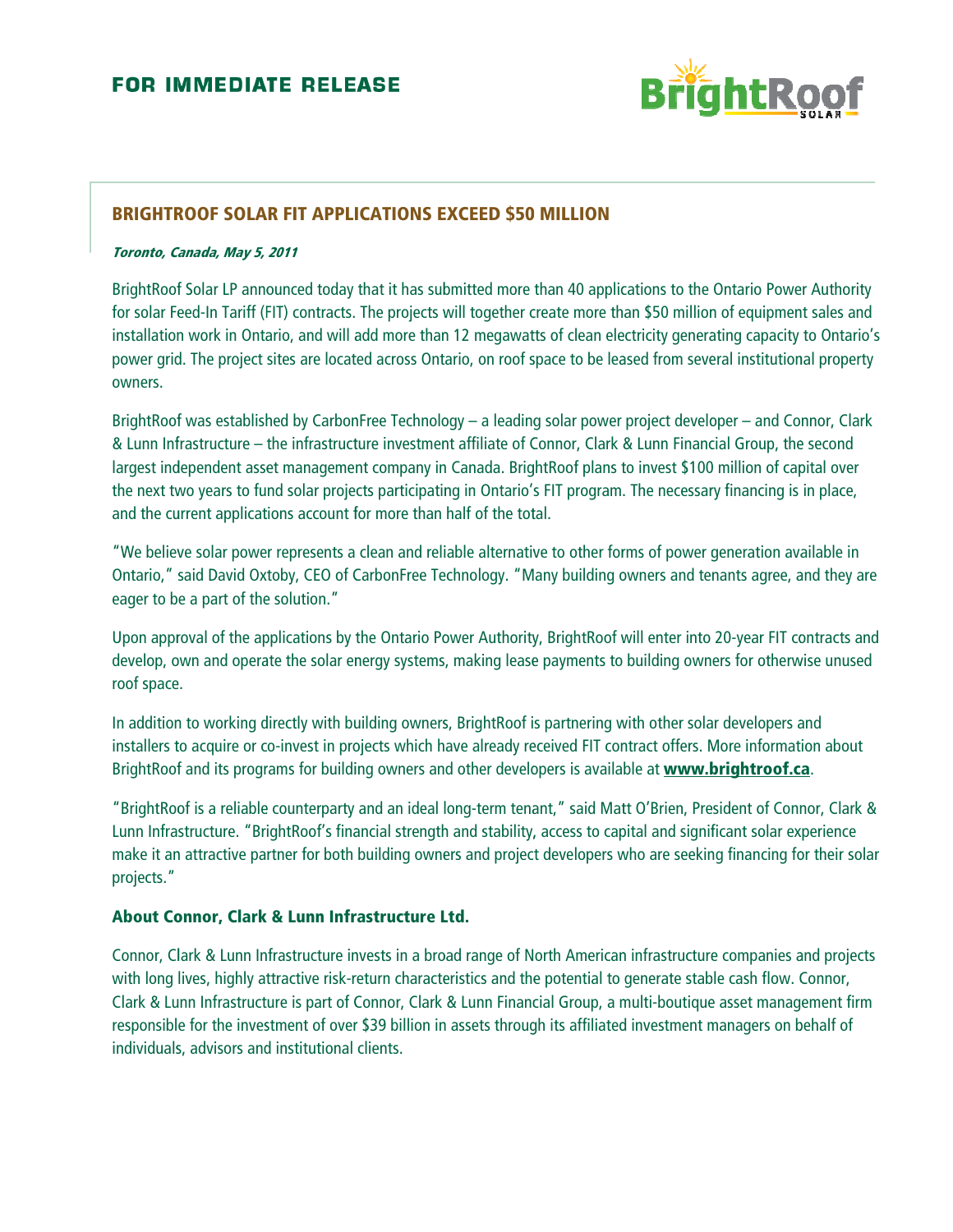FOR IMMEDIATE RELEASE

BrightRoof SOLAR

## BRIGHTROOF SOLAR FIT APPLICATIONS EXCEED $50 MILLION

***Toronto, Canada, May 5, 2011***

BrightRoof Solar LP announced today that it has submitted more than 40 applications to the Ontario Power Authority for solar Feed-In Tariff (FIT) contracts. The projects will together create more than $50 million of equipment sales and installation work in Ontario, and will add more than 12 megawatts of clean electricity generating capacity to Ontario's power grid. The project sites are located across Ontario, on roof space to be leased from several institutional property owners.

BrightRoof was established by CarbonFree Technology – a leading solar power project developer – and Connor, Clark & Lunn Infrastructure – the infrastructure investment affiliate of Connor, Clark & Lunn Financial Group, the second largest independent asset management company in Canada. BrightRoof plans to invest $100 million of capital over the next two years to fund solar projects participating in Ontario's FIT program. The necessary financing is in place, and the current applications account for more than half of the total.

"We believe solar power represents a clean and reliable alternative to other forms of power generation available in Ontario," said David Oxtoby, CEO of CarbonFree Technology. "Many building owners and tenants agree, and they are eager to be a part of the solution."

Upon approval of the applications by the Ontario Power Authority, BrightRoof will enter into 20-year FIT contracts and develop, own and operate the solar energy systems, making lease payments to building owners for otherwise unused roof space.

In addition to working directly with building owners, BrightRoof is partnering with other solar developers and installers to acquire or co-invest in projects which have already received FIT contract offers. More information about BrightRoof and its programs for building owners and other developers is available at **www.brightroof.ca**.

"BrightRoof is a reliable counterparty and an ideal long-term tenant," said Matt O'Brien, President of Connor, Clark & Lunn Infrastructure. "BrightRoof's financial strength and stability, access to capital and significant solar experience make it an attractive partner for both building owners and project developers who are seeking financing for their solar projects."

### About Connor, Clark & Lunn Infrastructure Ltd.

Connor, Clark & Lunn Infrastructure invests in a broad range of North American infrastructure companies and projects with long lives, highly attractive risk-return characteristics and the potential to generate stable cash flow. Connor, Clark & Lunn Infrastructure is part of Connor, Clark & Lunn Financial Group, a multi-boutique asset management firm responsible for the investment of over $39 billion in assets through its affiliated investment managers on behalf of individuals, advisors and institutional clients.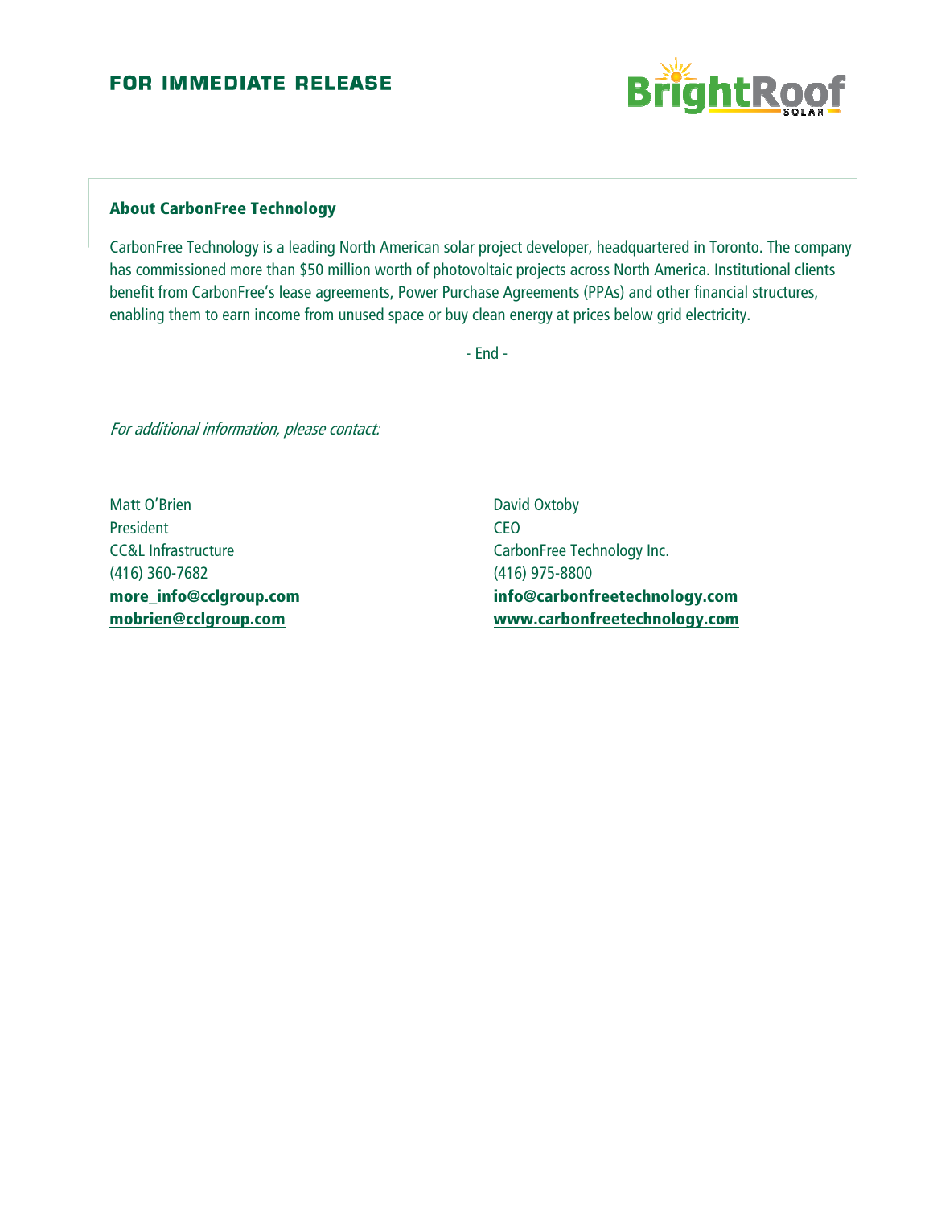**FOR IMMEDIATE RELEASE**

## About CarbonFree Technology

CarbonFree Technology is a leading North American solar project developer, headquartered in Toronto. The company has commissioned more than $50 million worth of photovoltaic projects across North America. Institutional clients benefit from CarbonFree's lease agreements, Power Purchase Agreements (PPAs) and other financial structures, enabling them to earn income from unused space or buy clean energy at prices below grid electricity.

- End -

*For additional information, please contact:*

Matt O'Brien
President
CC&L Infrastructure
(416) 360-7682
**more_info@cclgroup.com**
**mobrien@cclgroup.com**

David Oxtoby
CEO
CarbonFree Technology Inc.
(416) 975-8800
**info@carbonfreetechnology.com**
**www.carbonfreetechnology.com**